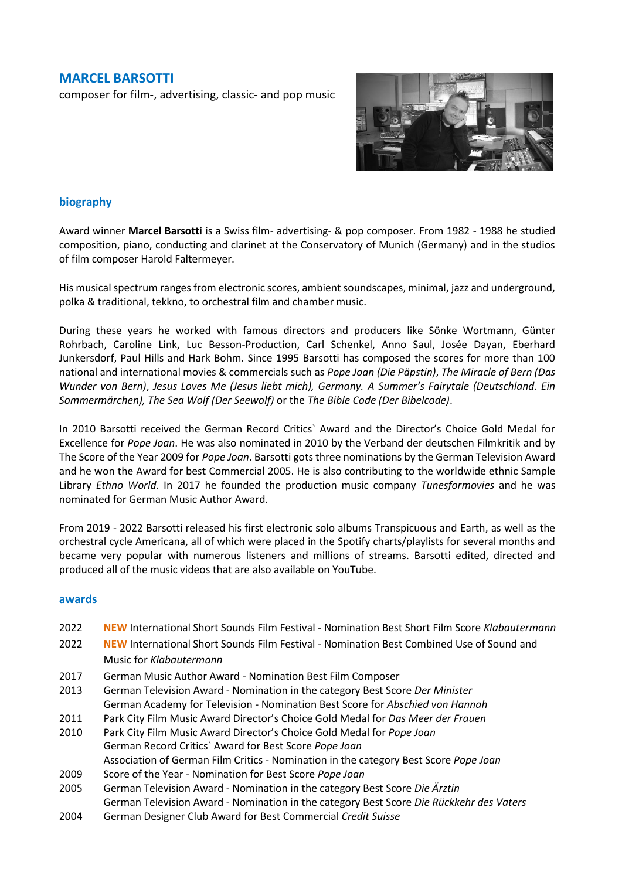# MARCEL BARSOTTI

composer for film-, advertising, classic- and pop music

## biography

Award winner **Marcel Barsotti** is a Swiss film- advertising- & pop composer. From 1982 - 1988 he studied composition, piano, conducting and clarinet at the Conservatory of Munich (Germany) and in the studios of film composer Harold Faltermeyer.

His musical spectrum ranges from electronic scores, ambient soundscapes, minimal, jazz and underground, polka & traditional, tekkno, to orchestral film and chamber music.

During these years he worked with famous directors and producers like Sönke Wortmann, Günter Rohrbach, Caroline Link, Luc Besson-Production, Carl Schenkel, Anno Saul, Josée Dayan, Eberhard Junkersdorf, Paul Hills and Hark Bohm. Since 1995 Barsotti has composed the scores for more than 100 national and international movies & commercials such as *Pope Joan (Die Päpstin)*, *The Miracle of Bern (Das Wunder von Bern)*, *Jesus Loves Me (Jesus liebt mich), Germany. A Summer's Fairytale (Deutschland. Ein Sommermärchen), The Sea Wolf (Der Seewolf)* or the *The Bible Code (Der Bibelcode)*.

In 2010 Barsotti received the German Record Critics` Award and the Director's Choice Gold Medal for Excellence for *Pope Joan*. He was also nominated in 2010 by the Verband der deutschen Filmkritik and by The Score of the Year 2009 for *Pope Joan*. Barsotti gots three nominations by the German Television Award and he won the Award for best Commercial 2005. He is also contributing to the worldwide ethnic Sample Library *Ethno World*. In 2017 he founded the production music company *Tunesformovies* and he was nominated for German Music Author Award.

From 2019 - 2022 Barsotti released his first electronic solo albums Transpicuous and Earth, as well as the orchestral cycle Americana, all of which were placed in the Spotify charts/playlists for several months and became very popular with numerous listeners and millions of streams. Barsotti edited, directed and produced all of the music videos that are also available on YouTube.

## awards

2022 **NEW** International Short Sounds Film Festival - Nomination Best Short Film Score *Klabautermann*

2022 **NEW** International Short Sounds Film Festival - Nomination Best Combined Use of Sound and Music for *Klabautermann*

2017 German Music Author Award - Nomination Best Film Composer

2013 German Television Award - Nomination in the category Best Score *Der Minister*
German Academy for Television - Nomination Best Score for *Abschied von Hannah*

2011 Park City Film Music Award Director's Choice Gold Medal for *Das Meer der Frauen*

2010 Park City Film Music Award Director's Choice Gold Medal for *Pope Joan*
German Record Critics` Award for Best Score *Pope Joan*
Association of German Film Critics - Nomination in the category Best Score *Pope Joan*

2009 Score of the Year - Nomination for Best Score *Pope Joan*

2005 German Television Award - Nomination in the category Best Score *Die Ärztin*
German Television Award - Nomination in the category Best Score *Die Rückkehr des Vaters*

2004 German Designer Club Award for Best Commercial *Credit Suisse*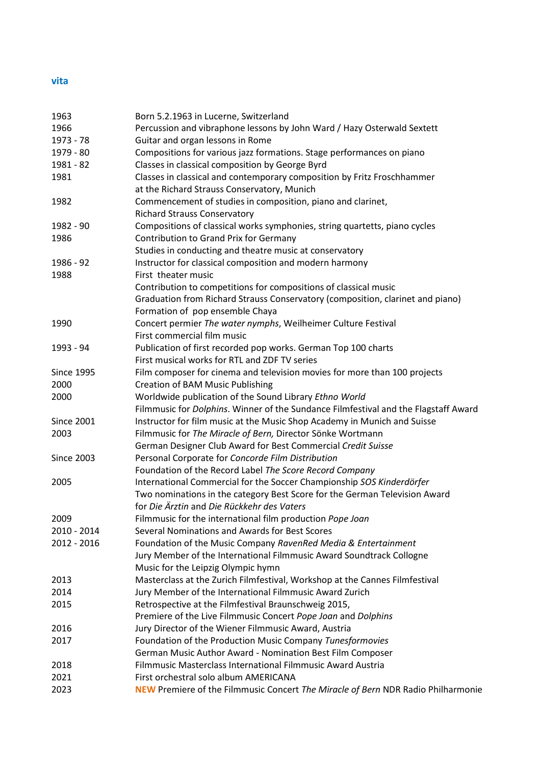## vita

| | |
|---|---|
| 1963 | Born 5.2.1963 in Lucerne, Switzerland |
| 1966 | Percussion and vibraphone lessons by John Ward / Hazy Osterwald Sextett |
| 1973 - 78 | Guitar and organ lessons in Rome |
| 1979 - 80 | Compositions for various jazz formations. Stage performances on piano |
| 1981 - 82 | Classes in classical composition by George Byrd |
| 1981 | Classes in classical and contemporary composition by Fritz Froschhammer at the Richard Strauss Conservatory, Munich |
| 1982 | Commencement of studies in composition, piano and clarinet, Richard Strauss Conservatory |
| 1982 - 90 | Compositions of classical works symphonies, string quartetts, piano cycles |
| 1986 | Contribution to Grand Prix for Germany |
| | Studies in conducting and theatre music at conservatory |
| 1986 - 92 | Instructor for classical composition and modern harmony |
| 1988 | First theater music |
| | Contribution to competitions for compositions of classical music |
| | Graduation from Richard Strauss Conservatory (composition, clarinet and piano) |
| | Formation of pop ensemble Chaya |
| 1990 | Concert permier *The water nymphs*, Weilheimer Culture Festival |
| | First commercial film music |
| 1993 - 94 | Publication of first recorded pop works. German Top 100 charts |
| | First musical works for RTL and ZDF TV series |
| Since 1995 | Film composer for cinema and television movies for more than 100 projects |
| 2000 | Creation of BAM Music Publishing |
| 2000 | Worldwide publication of the Sound Library *Ethno World* |
| | Filmmusic for *Dolphins*. Winner of the Sundance Filmfestival and the Flagstaff Award |
| Since 2001 | Instructor for film music at the Music Shop Academy in Munich and Suisse |
| 2003 | Filmmusic for *The Miracle of Bern,* Director Sönke Wortmann |
| | German Designer Club Award for Best Commercial *Credit Suisse* |
| Since 2003 | Personal Corporate for *Concorde Film Distribution* |
| | Foundation of the Record Label *The Score Record Company* |
| 2005 | International Commercial for the Soccer Championship *SOS Kinderdörfer* |
| | Two nominations in the category Best Score for the German Television Award for *Die Ärztin* and *Die Rückkehr des Vaters* |
| 2009 | Filmmusic for the international film production *Pope Joan* |
| 2010 - 2014 | Several Nominations and Awards for Best Scores |
| 2012 - 2016 | Foundation of the Music Company *RavenRed Media & Entertainment* |
| | Jury Member of the International Filmmusic Award Soundtrack Collogne |
| | Music for the Leipzig Olympic hymn |
| 2013 | Masterclass at the Zurich Filmfestival, Workshop at the Cannes Filmfestival |
| 2014 | Jury Member of the International Filmmusic Award Zurich |
| 2015 | Retrospective at the Filmfestival Braunschweig 2015, |
| | Premiere of the Live Filmmusic Concert *Pope Joan* and *Dolphins* |
| 2016 | Jury Director of the Wiener Filmmusic Award, Austria |
| 2017 | Foundation of the Production Music Company *Tunesformovies* |
| | German Music Author Award - Nomination Best Film Composer |
| 2018 | Filmmusic Masterclass International Filmmusic Award Austria |
| 2021 | First orchestral solo album AMERICANA |
| 2023 | **NEW** Premiere of the Filmmusic Concert *The Miracle of Bern* NDR Radio Philharmonie |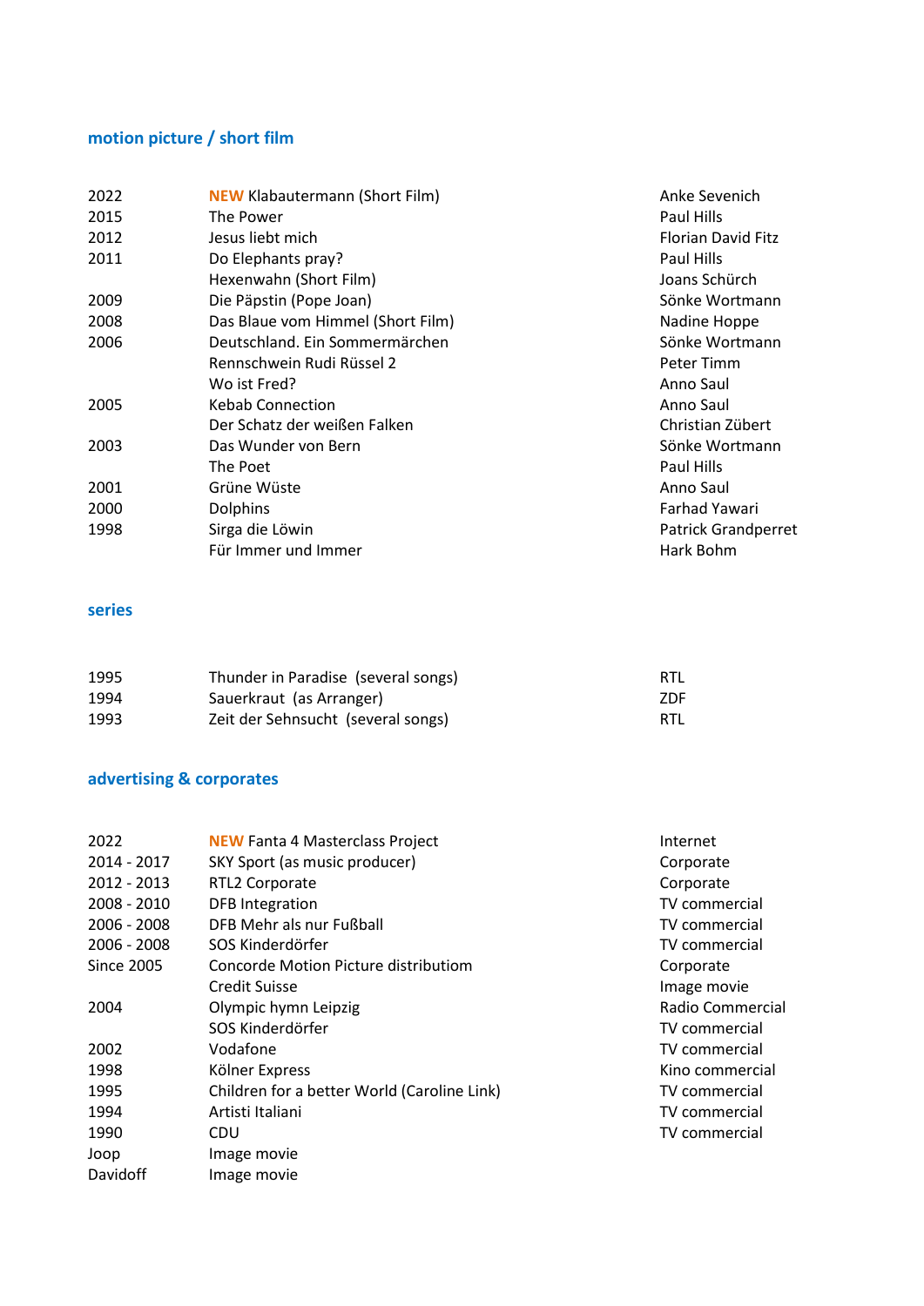## motion picture / short film

| | | |
|---|---|---|
| 2022 | **NEW** Klabautermann (Short Film) | Anke Sevenich |
| 2015 | The Power | Paul Hills |
| 2012 | Jesus liebt mich | Florian David Fitz |
| 2011 | Do Elephants pray? | Paul Hills |
| | Hexenwahn (Short Film) | Joans Schürch |
| 2009 | Die Päpstin (Pope Joan) | Sönke Wortmann |
| 2008 | Das Blaue vom Himmel (Short Film) | Nadine Hoppe |
| 2006 | Deutschland. Ein Sommermärchen | Sönke Wortmann |
| | Rennschwein Rudi Rüssel 2 | Peter Timm |
| | Wo ist Fred? | Anno Saul |
| 2005 | Kebab Connection | Anno Saul |
| | Der Schatz der weißen Falken | Christian Zübert |
| 2003 | Das Wunder von Bern | Sönke Wortmann |
| | The Poet | Paul Hills |
| 2001 | Grüne Wüste | Anno Saul |
| 2000 | Dolphins | Farhad Yawari |
| 1998 | Sirga die Löwin | Patrick Grandperret |
| | Für Immer und Immer | Hark Bohm |

## series

| | | |
|---|---|---|
| 1995 | Thunder in Paradise (several songs) | RTL |
| 1994 | Sauerkraut (as Arranger) | ZDF |
| 1993 | Zeit der Sehnsucht (several songs) | RTL |

## advertising & corporates

| | | |
|---|---|---|
| 2022 | **NEW** Fanta 4 Masterclass Project | Internet |
| 2014 - 2017 | SKY Sport (as music producer) | Corporate |
| 2012 - 2013 | RTL2 Corporate | Corporate |
| 2008 - 2010 | DFB Integration | TV commercial |
| 2006 - 2008 | DFB Mehr als nur Fußball | TV commercial |
| 2006 - 2008 | SOS Kinderdörfer | TV commercial |
| Since 2005 | Concorde Motion Picture distributiom | Corporate |
| | Credit Suisse | Image movie |
| 2004 | Olympic hymn Leipzig | Radio Commercial |
| | SOS Kinderdörfer | TV commercial |
| 2002 | Vodafone | TV commercial |
| 1998 | Kölner Express | Kino commercial |
| 1995 | Children for a better World (Caroline Link) | TV commercial |
| 1994 | Artisti Italiani | TV commercial |
| 1990 | CDU | TV commercial |
| Joop | Image movie | |
| Davidoff | Image movie | |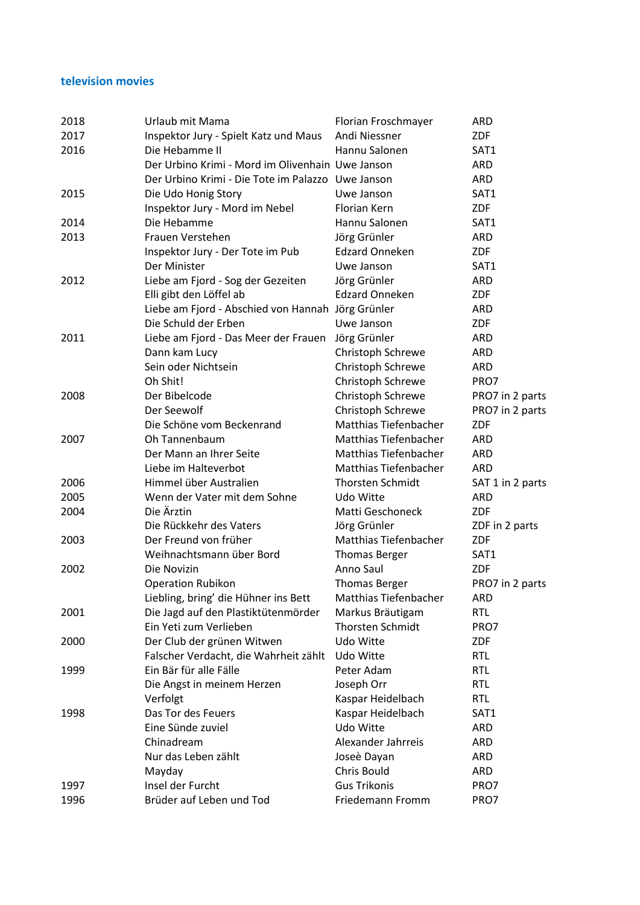## television movies

| | | | |
|---|---|---|---|
| 2018 | Urlaub mit Mama | Florian Froschmayer | ARD |
| 2017 | Inspektor Jury - Spielt Katz und Maus | Andi Niessner | ZDF |
| 2016 | Die Hebamme II | Hannu Salonen | SAT1 |
| | Der Urbino Krimi - Mord im Olivenhain | Uwe Janson | ARD |
| | Der Urbino Krimi - Die Tote im Palazzo | Uwe Janson | ARD |
| 2015 | Die Udo Honig Story | Uwe Janson | SAT1 |
| | Inspektor Jury - Mord im Nebel | Florian Kern | ZDF |
| 2014 | Die Hebamme | Hannu Salonen | SAT1 |
| 2013 | Frauen Verstehen | Jörg Grünler | ARD |
| | Inspektor Jury - Der Tote im Pub | Edzard Onneken | ZDF |
| | Der Minister | Uwe Janson | SAT1 |
| 2012 | Liebe am Fjord - Sog der Gezeiten | Jörg Grünler | ARD |
| | Elli gibt den Löffel ab | Edzard Onneken | ZDF |
| | Liebe am Fjord - Abschied von Hannah | Jörg Grünler | ARD |
| | Die Schuld der Erben | Uwe Janson | ZDF |
| 2011 | Liebe am Fjord - Das Meer der Frauen | Jörg Grünler | ARD |
| | Dann kam Lucy | Christoph Schrewe | ARD |
| | Sein oder Nichtsein | Christoph Schrewe | ARD |
| | Oh Shit! | Christoph Schrewe | PRO7 |
| 2008 | Der Bibelcode | Christoph Schrewe | PRO7 in 2 parts |
| | Der Seewolf | Christoph Schrewe | PRO7 in 2 parts |
| | Die Schöne vom Beckenrand | Matthias Tiefenbacher | ZDF |
| 2007 | Oh Tannenbaum | Matthias Tiefenbacher | ARD |
| | Der Mann an Ihrer Seite | Matthias Tiefenbacher | ARD |
| | Liebe im Halteverbot | Matthias Tiefenbacher | ARD |
| 2006 | Himmel über Australien | Thorsten Schmidt | SAT 1 in 2 parts |
| 2005 | Wenn der Vater mit dem Sohne | Udo Witte | ARD |
| 2004 | Die Ärztin | Matti Geschoneck | ZDF |
| | Die Rückkehr des Vaters | Jörg Grünler | ZDF in 2 parts |
| 2003 | Der Freund von früher | Matthias Tiefenbacher | ZDF |
| | Weihnachtsmann über Bord | Thomas Berger | SAT1 |
| 2002 | Die Novizin | Anno Saul | ZDF |
| | Operation Rubikon | Thomas Berger | PRO7 in 2 parts |
| | Liebling, bring' die Hühner ins Bett | Matthias Tiefenbacher | ARD |
| 2001 | Die Jagd auf den Plastiktütenmörder | Markus Bräutigam | RTL |
| | Ein Yeti zum Verlieben | Thorsten Schmidt | PRO7 |
| 2000 | Der Club der grünen Witwen | Udo Witte | ZDF |
| | Falscher Verdacht, die Wahrheit zählt | Udo Witte | RTL |
| 1999 | Ein Bär für alle Fälle | Peter Adam | RTL |
| | Die Angst in meinem Herzen | Joseph Orr | RTL |
| | Verfolgt | Kaspar Heidelbach | RTL |
| 1998 | Das Tor des Feuers | Kaspar Heidelbach | SAT1 |
| | Eine Sünde zuviel | Udo Witte | ARD |
| | Chinadream | Alexander Jahrreis | ARD |
| | Nur das Leben zählt | Joseè Dayan | ARD |
| | Mayday | Chris Bould | ARD |
| 1997 | Insel der Furcht | Gus Trikonis | PRO7 |
| 1996 | Brüder auf Leben und Tod | Friedemann Fromm | PRO7 |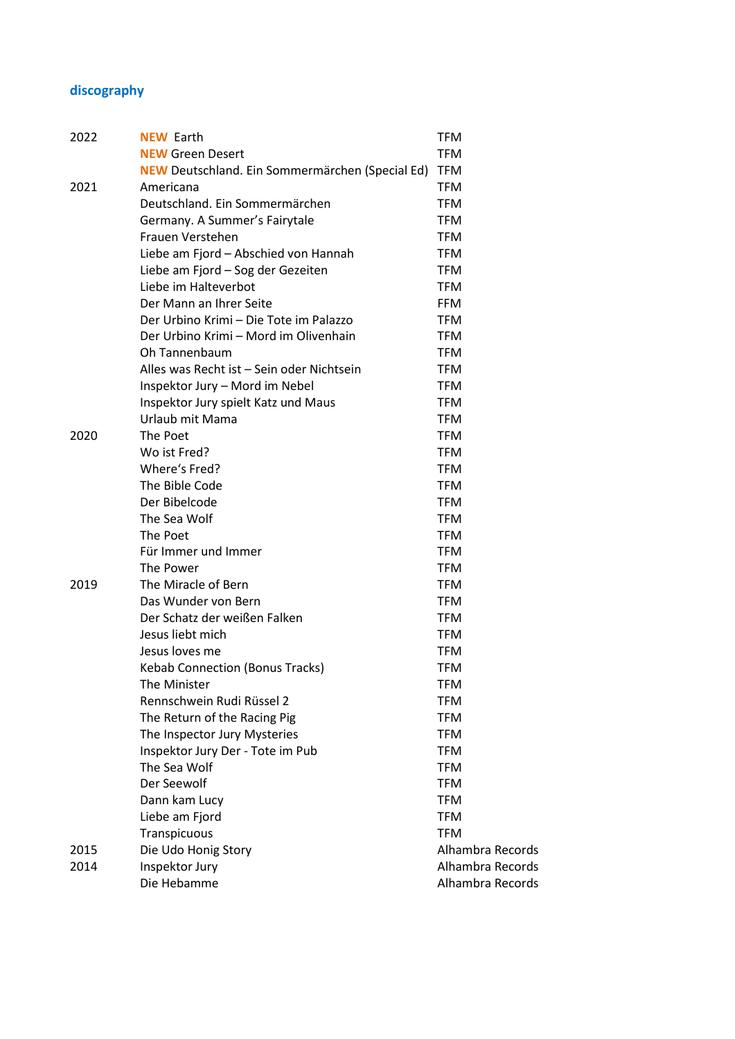## discography

| | | |
|---|---|---|
| 2022 | **NEW** Earth | TFM |
| | **NEW** Green Desert | TFM |
| | **NEW** Deutschland. Ein Sommermärchen (Special Ed) | TFM |
| 2021 | Americana | TFM |
| | Deutschland. Ein Sommermärchen | TFM |
| | Germany. A Summer's Fairytale | TFM |
| | Frauen Verstehen | TFM |
| | Liebe am Fjord – Abschied von Hannah | TFM |
| | Liebe am Fjord – Sog der Gezeiten | TFM |
| | Liebe im Halteverbot | TFM |
| | Der Mann an Ihrer Seite | FFM |
| | Der Urbino Krimi – Die Tote im Palazzo | TFM |
| | Der Urbino Krimi – Mord im Olivenhain | TFM |
| | Oh Tannenbaum | TFM |
| | Alles was Recht ist – Sein oder Nichtsein | TFM |
| | Inspektor Jury – Mord im Nebel | TFM |
| | Inspektor Jury spielt Katz und Maus | TFM |
| | Urlaub mit Mama | TFM |
| 2020 | The Poet | TFM |
| | Wo ist Fred? | TFM |
| | Where's Fred? | TFM |
| | The Bible Code | TFM |
| | Der Bibelcode | TFM |
| | The Sea Wolf | TFM |
| | The Poet | TFM |
| | Für Immer und Immer | TFM |
| | The Power | TFM |
| 2019 | The Miracle of Bern | TFM |
| | Das Wunder von Bern | TFM |
| | Der Schatz der weißen Falken | TFM |
| | Jesus liebt mich | TFM |
| | Jesus loves me | TFM |
| | Kebab Connection (Bonus Tracks) | TFM |
| | The Minister | TFM |
| | Rennschwein Rudi Rüssel 2 | TFM |
| | The Return of the Racing Pig | TFM |
| | The Inspector Jury Mysteries | TFM |
| | Inspektor Jury Der - Tote im Pub | TFM |
| | The Sea Wolf | TFM |
| | Der Seewolf | TFM |
| | Dann kam Lucy | TFM |
| | Liebe am Fjord | TFM |
| | Transpicuous | TFM |
| 2015 | Die Udo Honig Story | Alhambra Records |
| 2014 | Inspektor Jury | Alhambra Records |
| | Die Hebamme | Alhambra Records |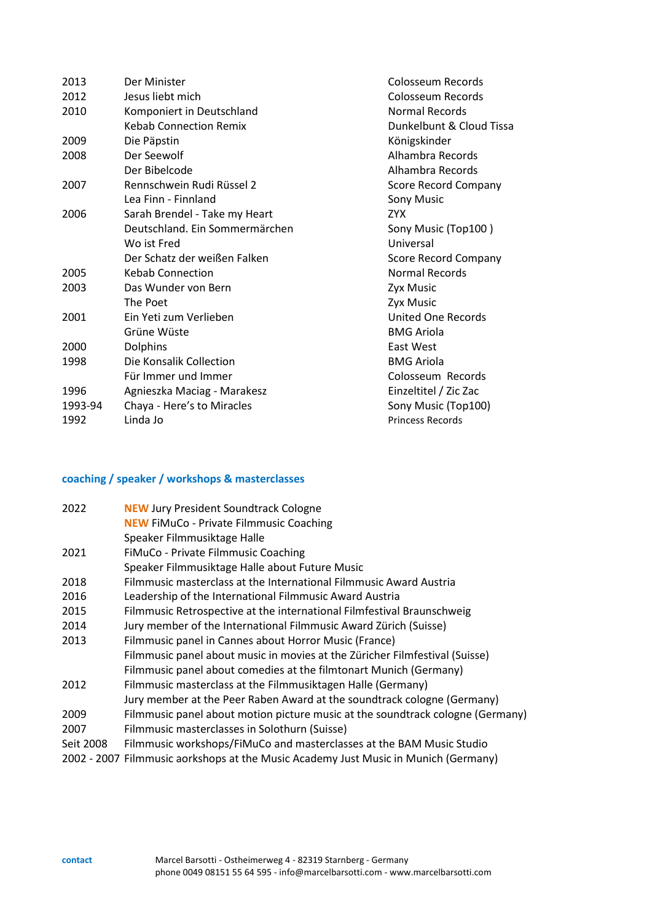| | | |
|---|---|---|
| 2013 | Der Minister | Colosseum Records |
| 2012 | Jesus liebt mich | Colosseum Records |
| 2010 | Komponiert in Deutschland | Normal Records |
| | Kebab Connection Remix | Dunkelbunt & Cloud Tissa |
| 2009 | Die Päpstin | Königskinder |
| 2008 | Der Seewolf | Alhambra Records |
| | Der Bibelcode | Alhambra Records |
| 2007 | Rennschwein Rudi Rüssel 2 | Score Record Company |
| | Lea Finn - Finnland | Sony Music |
| 2006 | Sarah Brendel - Take my Heart | ZYX |
| | Deutschland. Ein Sommermärchen | Sony Music (Top100 ) |
| | Wo ist Fred | Universal |
| | Der Schatz der weißen Falken | Score Record Company |
| 2005 | Kebab Connection | Normal Records |
| 2003 | Das Wunder von Bern | Zyx Music |
| | The Poet | Zyx Music |
| 2001 | Ein Yeti zum Verlieben | United One Records |
| | Grüne Wüste | BMG Ariola |
| 2000 | Dolphins | East West |
| 1998 | Die Konsalik Collection | BMG Ariola |
| | Für Immer und Immer | Colosseum Records |
| 1996 | Agnieszka Maciag - Marakesz | Einzeltitel / Zic Zac |
| 1993-94 | Chaya - Here's to Miracles | Sony Music (Top100) |
| 1992 | Linda Jo | Princess Records |

## coaching / speaker / workshops & masterclasses

| | |
|---|---|
| 2022 | **NEW** Jury President Soundtrack Cologne |
| | **NEW** FiMuCo - Private Filmmusic Coaching |
| | Speaker Filmmusiktage Halle |
| 2021 | FiMuCo - Private Filmmusic Coaching |
| | Speaker Filmmusiktage Halle about Future Music |
| 2018 | Filmmusic masterclass at the International Filmmusic Award Austria |
| 2016 | Leadership of the International Filmmusic Award Austria |
| 2015 | Filmmusic Retrospective at the international Filmfestival Braunschweig |
| 2014 | Jury member of the International Filmmusic Award Zürich (Suisse) |
| 2013 | Filmmusic panel in Cannes about Horror Music (France) |
| | Filmmusic panel about music in movies at the Züricher Filmfestival (Suisse) |
| | Filmmusic panel about comedies at the filmtonart Munich (Germany) |
| 2012 | Filmmusic masterclass at the Filmmusiktagen Halle (Germany) |
| | Jury member at the Peer Raben Award at the soundtrack cologne (Germany) |
| 2009 | Filmmusic panel about motion picture music at the soundtrack cologne (Germany) |
| 2007 | Filmmusic masterclasses in Solothurn (Suisse) |
| Seit 2008 | Filmmusic workshops/FiMuCo and masterclasses at the BAM Music Studio |
| 2002 - 2007 | Filmmusic aorkshops at the Music Academy Just Music in Munich (Germany) |

**contact** Marcel Barsotti - Ostheimerweg 4 - 82319 Starnberg - Germany
phone 0049 08151 55 64 595 - info@marcelbarsotti.com - www.marcelbarsotti.com